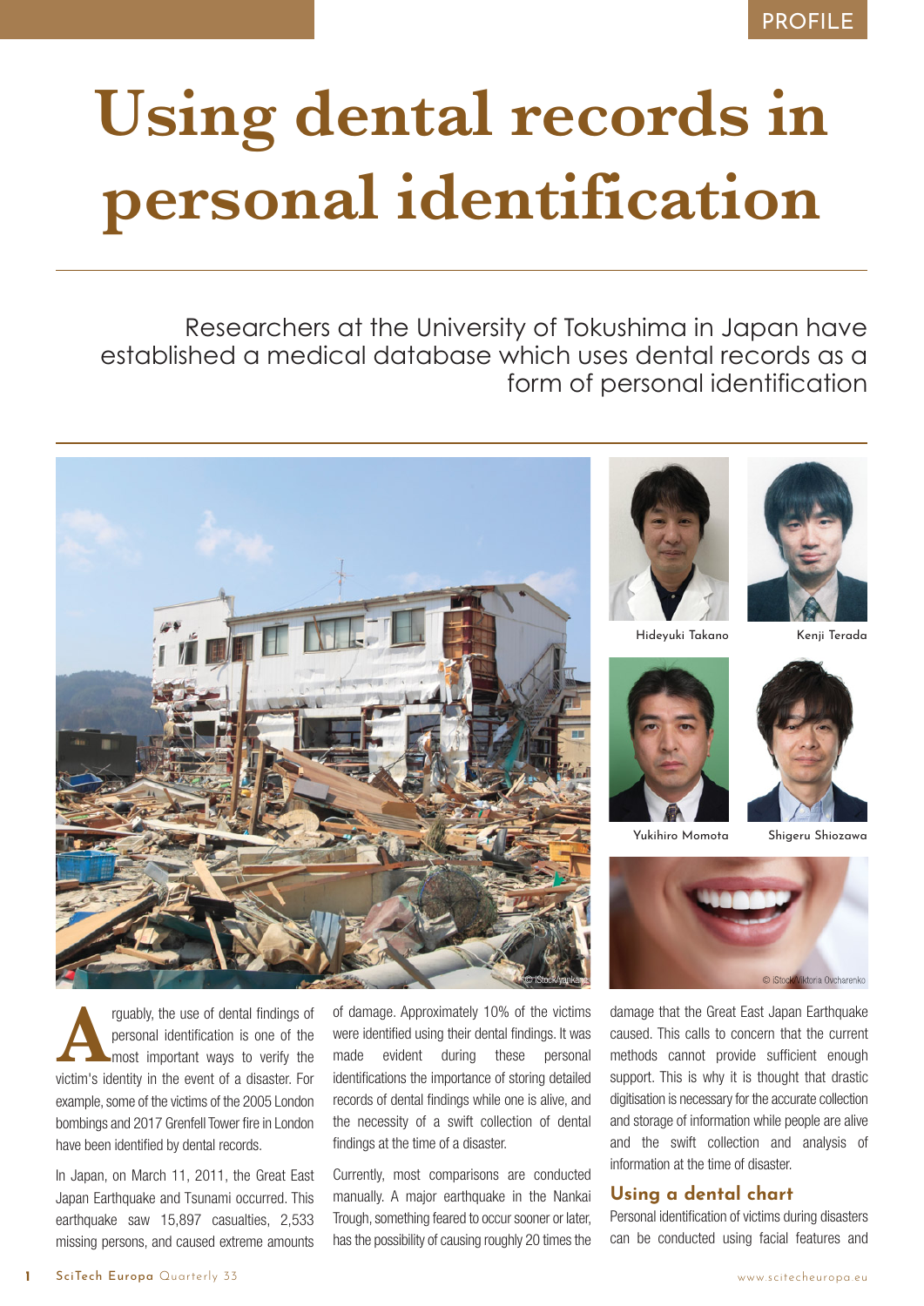# Using dental records in personal identification

Researchers at the University of Tokushima in Japan have established a medical database which uses dental records as a form of personal identification

Hideyuki Takano

Kenji Terada

Yukihiro Momota

Shigeru Shiozawa

Arguably, the use of dental findings of personal identification is one of the most important ways to verify the victim's identity in the event of a disaster. For example, some of the victims of the 2005 London bombings and 2017 Grenfell Tower fire in London have been identified by dental records.

In Japan, on March 11, 2011, the Great East Japan Earthquake and Tsunami occurred. This earthquake saw 15,897 casualties, 2,533 missing persons, and caused extreme amounts of damage. Approximately 10% of the victims were identified using their dental findings. It was made evident during these personal identifications the importance of storing detailed records of dental findings while one is alive, and the necessity of a swift collection of dental findings at the time of a disaster.

Currently, most comparisons are conducted manually. A major earthquake in the Nankai Trough, something feared to occur sooner or later, has the possibility of causing roughly 20 times the damage that the Great East Japan Earthquake caused. This calls to concern that the current methods cannot provide sufficient enough support. This is why it is thought that drastic digitisation is necessary for the accurate collection and storage of information while people are alive and the swift collection and analysis of information at the time of disaster.

## Using a dental chart

Personal identification of victims during disasters can be conducted using facial features and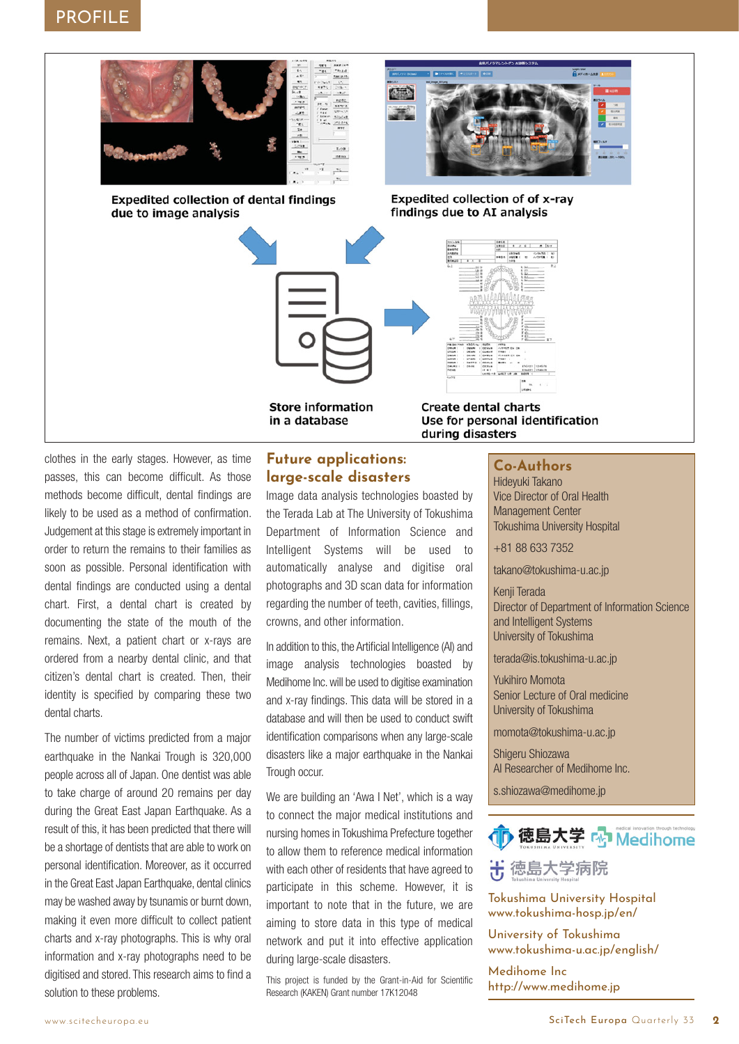Expedited collection of dental findings due to image analysis

Expedited collection of of x-ray findings due to AI analysis

Store information in a database

Create dental charts
Use for personal identification during disasters

clothes in the early stages. However, as time passes, this can become difficult. As those methods become difficult, dental findings are likely to be used as a method of confirmation. Judgement at this stage is extremely important in order to return the remains to their families as soon as possible. Personal identification with dental findings are conducted using a dental chart. First, a dental chart is created by documenting the state of the mouth of the remains. Next, a patient chart or x-rays are ordered from a nearby dental clinic, and that citizen's dental chart is created. Then, their identity is specified by comparing these two dental charts.

The number of victims predicted from a major earthquake in the Nankai Trough is 320,000 people across all of Japan. One dentist was able to take charge of around 20 remains per day during the Great East Japan Earthquake. As a result of this, it has been predicted that there will be a shortage of dentists that are able to work on personal identification. Moreover, as it occurred in the Great East Japan Earthquake, dental clinics may be washed away by tsunamis or burnt down, making it even more difficult to collect patient charts and x-ray photographs. This is why oral information and x-ray photographs need to be digitised and stored. This research aims to find a solution to these problems.

## Future applications: large-scale disasters

Image data analysis technologies boasted by the Terada Lab at The University of Tokushima Department of Information Science and Intelligent Systems will be used to automatically analyse and digitise oral photographs and 3D scan data for information regarding the number of teeth, cavities, fillings, crowns, and other information.

In addition to this, the Artificial Intelligence (AI) and image analysis technologies boasted by Medihome Inc. will be used to digitise examination and x-ray findings. This data will be stored in a database and will then be used to conduct swift identification comparisons when any large-scale disasters like a major earthquake in the Nankai Trough occur.

We are building an 'Awa I Net', which is a way to connect the major medical institutions and nursing homes in Tokushima Prefecture together to allow them to reference medical information with each other of residents that have agreed to participate in this scheme. However, it is important to note that in the future, we are aiming to store data in this type of medical network and put it into effective application during large-scale disasters.

This project is funded by the Grant-in-Aid for Scientific Research (KAKEN) Grant number 17K12048

## Co-Authors

Hideyuki Takano
Vice Director of Oral Health Management Center
Tokushima University Hospital

+81 88 633 7352

takano@tokushima-u.ac.jp

Kenji Terada
Director of Department of Information Science and Intelligent Systems
University of Tokushima

terada@is.tokushima-u.ac.jp

Yukihiro Momota
Senior Lecture of Oral medicine
University of Tokushima

momota@tokushima-u.ac.jp

Shigeru Shiozawa
AI Researcher of Medihome Inc.

s.shiozawa@medihome.jp

徳島大学 TOKUSHIMA UNIVERSITY
Medihome medical innovation through technology
徳島大学病院 Tokushima University Hospital

Tokushima University Hospital
www.tokushima-hosp.jp/en/

University of Tokushima
www.tokushima-u.ac.jp/english/

Medihome Inc
http://www.medihome.jp